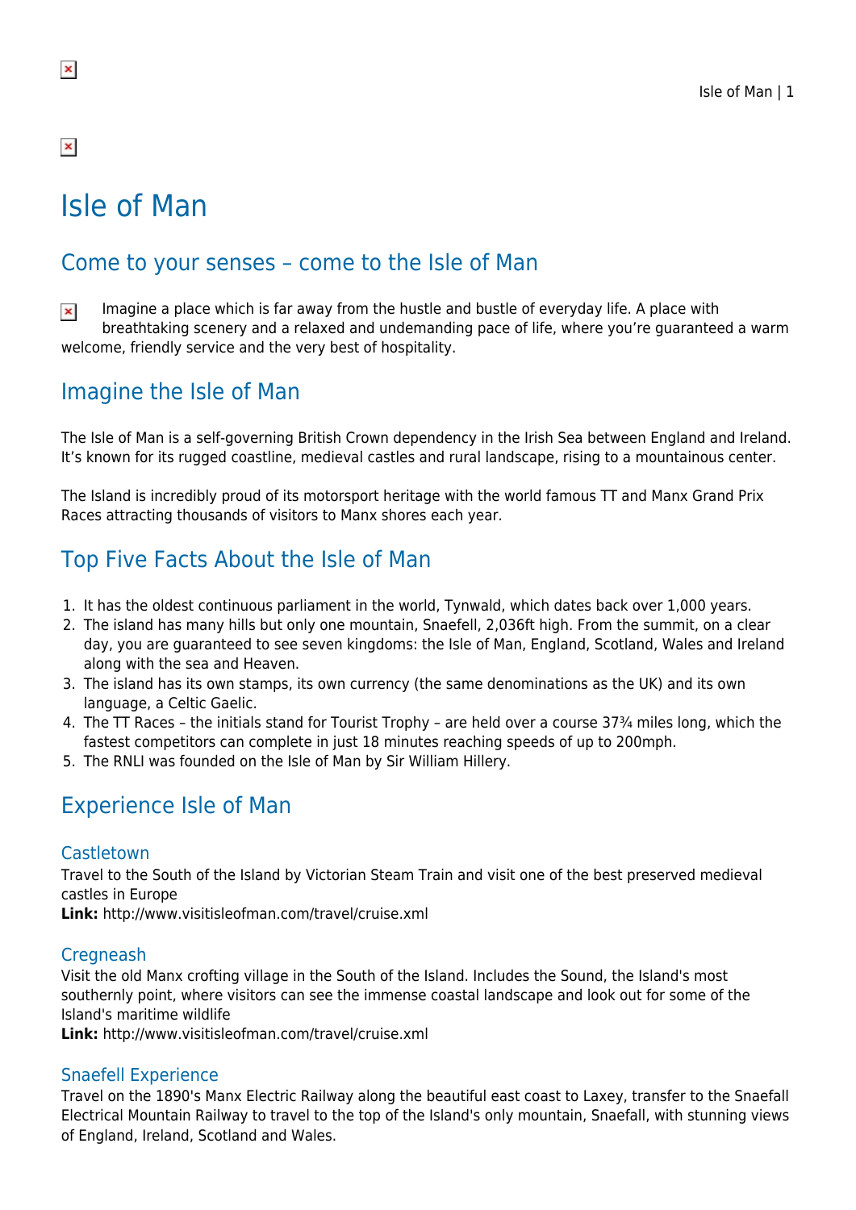# Isle of Man

## Come to your senses – come to the Isle of Man

Imagine a place which is far away from the hustle and bustle of everyday life. A place with breathtaking scenery and a relaxed and undemanding pace of life, where you're guaranteed a warm welcome, friendly service and the very best of hospitality.

## Imagine the Isle of Man

The Isle of Man is a self-governing British Crown dependency in the Irish Sea between England and Ireland. It's known for its rugged coastline, medieval castles and rural landscape, rising to a mountainous center.

The Island is incredibly proud of its motorsport heritage with the world famous TT and Manx Grand Prix Races attracting thousands of visitors to Manx shores each year.

## Top Five Facts About the Isle of Man

1. It has the oldest continuous parliament in the world, Tynwald, which dates back over 1,000 years.
2. The island has many hills but only one mountain, Snaefell, 2,036ft high. From the summit, on a clear day, you are guaranteed to see seven kingdoms: the Isle of Man, England, Scotland, Wales and Ireland along with the sea and Heaven.
3. The island has its own stamps, its own currency (the same denominations as the UK) and its own language, a Celtic Gaelic.
4. The TT Races – the initials stand for Tourist Trophy – are held over a course 37¾ miles long, which the fastest competitors can complete in just 18 minutes reaching speeds of up to 200mph.
5. The RNLI was founded on the Isle of Man by Sir William Hillery.

## Experience Isle of Man

### Castletown

Travel to the South of the Island by Victorian Steam Train and visit one of the best preserved medieval castles in Europe
**Link:** http://www.visitisleofman.com/travel/cruise.xml

### Cregneash

Visit the old Manx crofting village in the South of the Island. Includes the Sound, the Island's most southernly point, where visitors can see the immense coastal landscape and look out for some of the Island's maritime wildlife
**Link:** http://www.visitisleofman.com/travel/cruise.xml

### Snaefell Experience

Travel on the 1890's Manx Electric Railway along the beautiful east coast to Laxey, transfer to the Snaefall Electrical Mountain Railway to travel to the top of the Island's only mountain, Snaefall, with stunning views of England, Ireland, Scotland and Wales.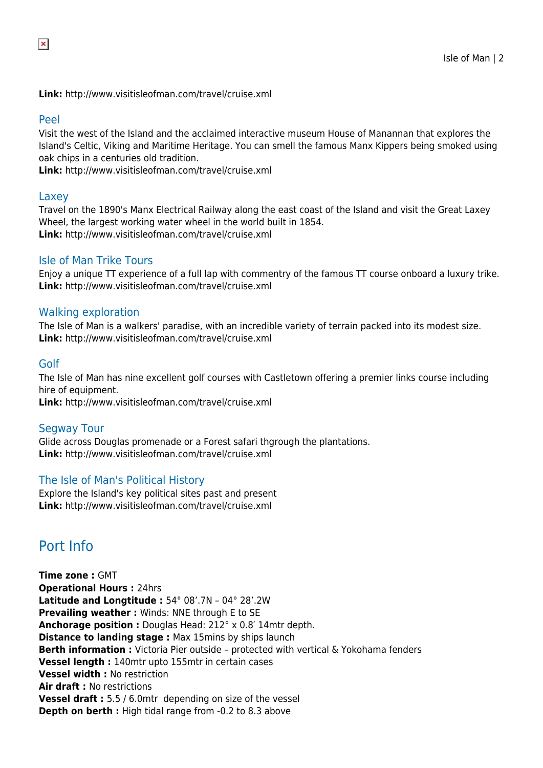**Link:** http://www.visitisleofman.com/travel/cruise.xml

### Peel

Visit the west of the Island and the acclaimed interactive museum House of Manannan that explores the Island's Celtic, Viking and Maritime Heritage. You can smell the famous Manx Kippers being smoked using oak chips in a centuries old tradition.
**Link:** http://www.visitisleofman.com/travel/cruise.xml

### Laxey

Travel on the 1890's Manx Electrical Railway along the east coast of the Island and visit the Great Laxey Wheel, the largest working water wheel in the world built in 1854.
**Link:** http://www.visitisleofman.com/travel/cruise.xml

### Isle of Man Trike Tours

Enjoy a unique TT experience of a full lap with commentry of the famous TT course onboard a luxury trike.
**Link:** http://www.visitisleofman.com/travel/cruise.xml

### Walking exploration

The Isle of Man is a walkers' paradise, with an incredible variety of terrain packed into its modest size.
**Link:** http://www.visitisleofman.com/travel/cruise.xml

### Golf

The Isle of Man has nine excellent golf courses with Castletown offering a premier links course including hire of equipment.
**Link:** http://www.visitisleofman.com/travel/cruise.xml

### Segway Tour

Glide across Douglas promenade or a Forest safari thgrough the plantations.
**Link:** http://www.visitisleofman.com/travel/cruise.xml

### The Isle of Man's Political History

Explore the Island's key political sites past and present
**Link:** http://www.visitisleofman.com/travel/cruise.xml

## Port Info

**Time zone :** GMT
**Operational Hours :** 24hrs
**Latitude and Longtitude :** 54° 08'.7N – 04° 28'.2W
**Prevailing weather :** Winds: NNE through E to SE
**Anchorage position :** Douglas Head: 212° x 0.8′ 14mtr depth.
**Distance to landing stage :** Max 15mins by ships launch
**Berth information :** Victoria Pier outside – protected with vertical & Yokohama fenders
**Vessel length :** 140mtr upto 155mtr in certain cases
**Vessel width :** No restriction
**Air draft :** No restrictions
**Vessel draft :** 5.5 / 6.0mtr depending on size of the vessel
**Depth on berth :** High tidal range from -0.2 to 8.3 above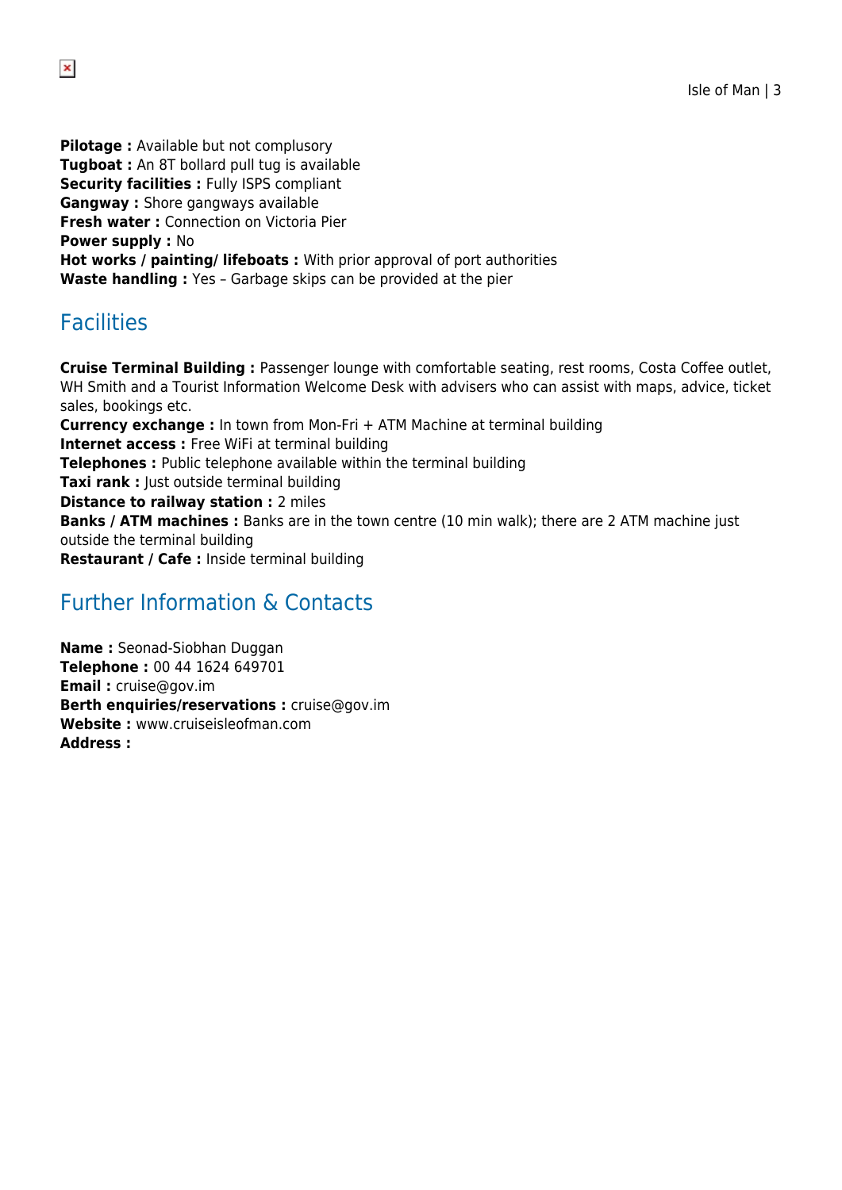**Pilotage :** Available but not complusory
**Tugboat :** An 8T bollard pull tug is available
**Security facilities :** Fully ISPS compliant
**Gangway :** Shore gangways available
**Fresh water :** Connection on Victoria Pier
**Power supply :** No
**Hot works / painting/ lifeboats :** With prior approval of port authorities
**Waste handling :** Yes – Garbage skips can be provided at the pier

## Facilities

**Cruise Terminal Building :** Passenger lounge with comfortable seating, rest rooms, Costa Coffee outlet, WH Smith and a Tourist Information Welcome Desk with advisers who can assist with maps, advice, ticket sales, bookings etc.
**Currency exchange :** In town from Mon-Fri + ATM Machine at terminal building
**Internet access :** Free WiFi at terminal building
**Telephones :** Public telephone available within the terminal building
**Taxi rank :** Just outside terminal building
**Distance to railway station :** 2 miles
**Banks / ATM machines :** Banks are in the town centre (10 min walk); there are 2 ATM machine just outside the terminal building
**Restaurant / Cafe :** Inside terminal building

## Further Information & Contacts

**Name :** Seonad-Siobhan Duggan
**Telephone :** 00 44 1624 649701
**Email :** cruise@gov.im
**Berth enquiries/reservations :** cruise@gov.im
**Website :** www.cruiseisleofman.com
**Address :**